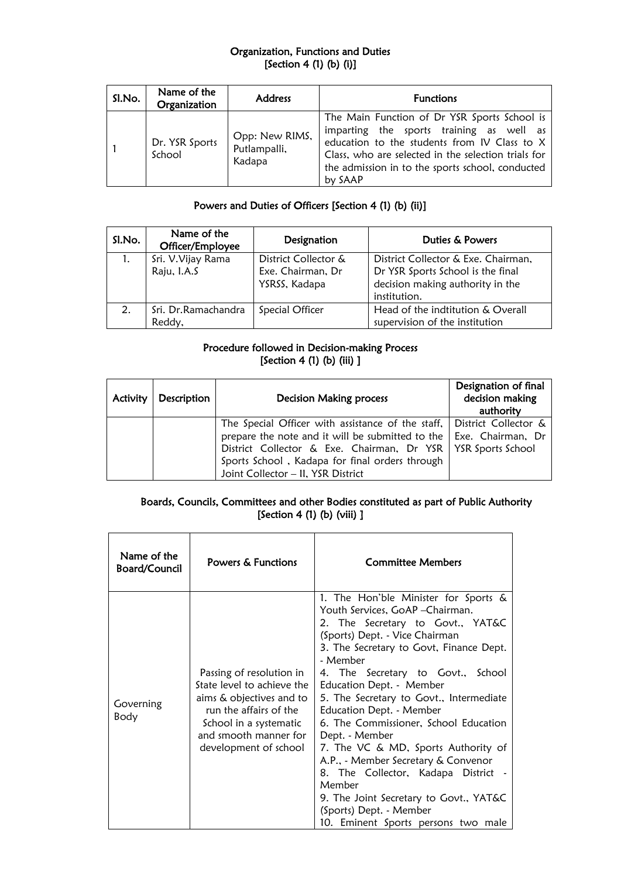## Organization, Functions and Duties
## [Section 4 (1) (b) (i)]

| Sl.No. | Name of the Organization | Address | Functions |
|---|---|---|---|
| 1 | Dr. YSR Sports School | Opp: New RIMS, Putlampalli, Kadapa | The Main Function of Dr YSR Sports School is imparting the sports training as well as education to the students from IV Class to X Class, who are selected in the selection trials for the admission in to the sports school, conducted by SAAP |

## Powers and Duties of Officers [Section 4 (1) (b) (ii)]

| Sl.No. | Name of the Officer/Employee | Designation | Duties & Powers |
|---|---|---|---|
| 1. | Sri. V.Vijay Rama Raju, I.A.S | District Collector & Exe. Chairman, Dr YSRSS, Kadapa | District Collector & Exe. Chairman, Dr YSR Sports School is the final decision making authority in the institution. |
| 2. | Sri. Dr.Ramachandra Reddy, | Special Officer | Head of the indtitution & Overall supervision of the institution |

## Procedure followed in Decision-making Process
## [Section 4 (1) (b) (iii) ]

| Activity | Description | Decision Making process | Designation of final decision making authority |
|---|---|---|---|
| | | The Special Officer with assistance of the staff, prepare the note and it will be submitted to the District Collector & Exe. Chairman, Dr YSR Sports School , Kadapa for final orders through Joint Collector – II, YSR District | District Collector & Exe. Chairman, Dr YSR Sports School |

## Boards, Councils, Committees and other Bodies constituted as part of Public Authority
## [Section 4 (1) (b) (viii) ]

| Name of the Board/Council | Powers & Functions | Committee Members |
|---|---|---|
| Governing Body | Passing of resolution in State level to achieve the aims & objectives and to run the affairs of the School in a systematic and smooth manner for development of school | 1. The Hon'ble Minister for Sports & Youth Services, GoAP –Chairman.<br>2. The Secretary to Govt., YAT&C (Sports) Dept. - Vice Chairman<br>3. The Secretary to Govt, Finance Dept. - Member<br>4. The Secretary to Govt., School Education Dept. - Member<br>5. The Secretary to Govt., Intermediate Education Dept. - Member<br>6. The Commissioner, School Education Dept. - Member<br>7. The VC & MD, Sports Authority of A.P., - Member Secretary & Convenor<br>8. The Collector, Kadapa District - Member<br>9. The Joint Secretary to Govt., YAT&C (Sports) Dept. - Member<br>10. Eminent Sports persons two male |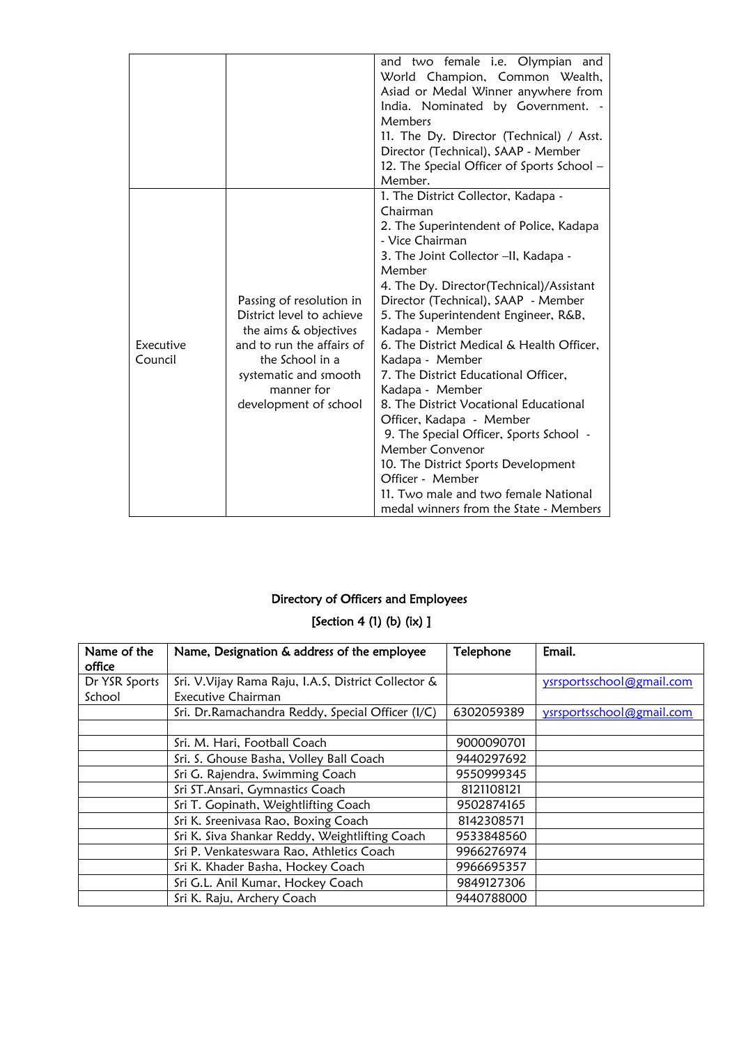| | | and two female i.e. Olympian and World Champion, Common Wealth, Asiad or Medal Winner anywhere from India. Nominated by Government. - Members<br>11. The Dy. Director (Technical) / Asst. Director (Technical), SAAP - Member<br>12. The Special Officer of Sports School – Member. |
|---|---|---|
| Executive Council | Passing of resolution in District level to achieve the aims & objectives and to run the affairs of the School in a systematic and smooth manner for development of school | 1. The District Collector, Kadapa - Chairman<br>2. The Superintendent of Police, Kadapa - Vice Chairman<br>3. The Joint Collector –II, Kadapa - Member<br>4. The Dy. Director(Technical)/Assistant Director (Technical), SAAP - Member<br>5. The Superintendent Engineer, R&B, Kadapa - Member<br>6. The District Medical & Health Officer, Kadapa - Member<br>7. The District Educational Officer, Kadapa - Member<br>8. The District Vocational Educational Officer, Kadapa - Member<br>9. The Special Officer, Sports School - Member Convenor<br>10. The District Sports Development Officer - Member<br>11. Two male and two female National medal winners from the State - Members |

## Directory of Officers and Employees

### [Section 4 (1) (b) (ix) ]

| Name of the office | Name, Designation & address of the employee | Telephone | Email. |
|---|---|---|---|
| Dr YSR Sports School | Sri. V.Vijay Rama Raju, I.A.S, District Collector & Executive Chairman | | ysrsportsschool@gmail.com |
| | Sri. Dr.Ramachandra Reddy, Special Officer (I/C) | 6302059389 | ysrsportsschool@gmail.com |
| | | | |
| | Sri. M. Hari, Football Coach | 9000090701 | |
| | Sri. S. Ghouse Basha, Volley Ball Coach | 9440297692 | |
| | Sri G. Rajendra, Swimming Coach | 9550999345 | |
| | Sri ST.Ansari, Gymnastics Coach | 8121108121 | |
| | Sri T. Gopinath, Weightlifting Coach | 9502874165 | |
| | Sri K. Sreenivasa Rao, Boxing Coach | 8142308571 | |
| | Sri K. Siva Shankar Reddy, Weightlifting Coach | 9533848560 | |
| | Sri P. Venkateswara Rao, Athletics Coach | 9966276974 | |
| | Sri K. Khader Basha, Hockey Coach | 9966695357 | |
| | Sri G.L. Anil Kumar, Hockey Coach | 9849127306 | |
| | Sri K. Raju, Archery Coach | 9440788000 | |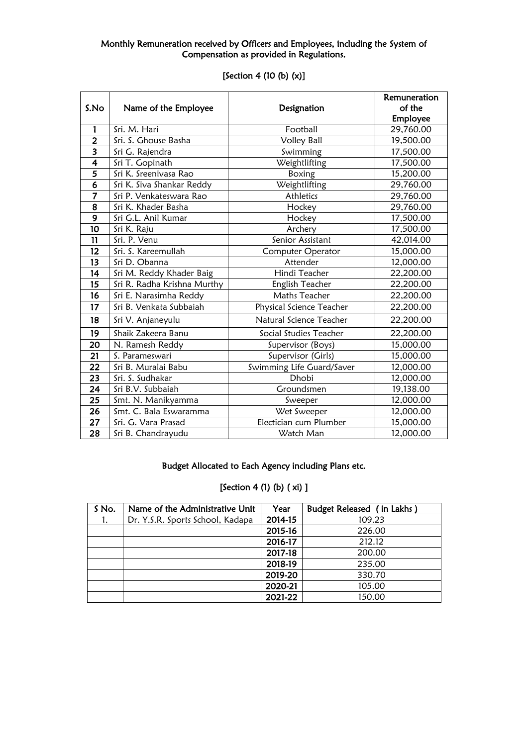Monthly Remuneration received by Officers and Employees, including the System of Compensation as provided in Regulations.

[Section 4 (10 (b) (x)]

| S.No | Name of the Employee | Designation | Remuneration of the Employee |
|---|---|---|---|
| 1 | Sri. M. Hari | Football | 29,760.00 |
| 2 | Sri. S. Ghouse Basha | Volley Ball | 19,500.00 |
| 3 | Sri G. Rajendra | Swimming | 17,500.00 |
| 4 | Sri T. Gopinath | Weightlifting | 17,500.00 |
| 5 | Sri K. Sreenivasa Rao | Boxing | 15,200.00 |
| 6 | Sri K. Siva Shankar Reddy | Weightlifting | 29,760.00 |
| 7 | Sri P. Venkateswara Rao | Athletics | 29,760.00 |
| 8 | Sri K. Khader Basha | Hockey | 29,760.00 |
| 9 | Sri G.L. Anil Kumar | Hockey | 17,500.00 |
| 10 | Sri K. Raju | Archery | 17,500.00 |
| 11 | Sri. P. Venu | Senior Assistant | 42,014.00 |
| 12 | Sri. S. Kareemullah | Computer Operator | 15,000.00 |
| 13 | Sri D. Obanna | Attender | 12,000.00 |
| 14 | Sri M. Reddy Khader Baig | Hindi Teacher | 22,200.00 |
| 15 | Sri R. Radha Krishna Murthy | English Teacher | 22,200.00 |
| 16 | Sri E. Narasimha Reddy | Maths Teacher | 22,200.00 |
| 17 | Sri B. Venkata Subbaiah | Physical Science Teacher | 22,200.00 |
| 18 | Sri V. Anjaneyulu | Natural Science Teacher | 22,200.00 |
| 19 | Shaik Zakeera Banu | Social Studies Teacher | 22,200.00 |
| 20 | N. Ramesh Reddy | Supervisor (Boys) | 15,000.00 |
| 21 | S. Parameswari | Supervisor (Girls) | 15,000.00 |
| 22 | Sri B. Muralai Babu | Swimming Life Guard/Saver | 12,000.00 |
| 23 | Sri. S. Sudhakar | Dhobi | 12,000.00 |
| 24 | Sri B.V. Subbaiah | Groundsmen | 19,138.00 |
| 25 | Smt. N. Manikyamma | Sweeper | 12,000.00 |
| 26 | Smt. C. Bala Eswaramma | Wet Sweeper | 12,000.00 |
| 27 | Sri. G. Vara Prasad | Electician cum Plumber | 15,000.00 |
| 28 | Sri B. Chandrayudu | Watch Man | 12,000.00 |

Budget Allocated to Each Agency including Plans etc.

[Section 4 (1) (b) ( xi) ]

| S No. | Name of the Administrative Unit | Year | Budget Released ( in Lakhs ) |
|---|---|---|---|
| 1. | Dr. Y.S.R. Sports School, Kadapa | 2014-15 | 109.23 |
| | | 2015-16 | 226.00 |
| | | 2016-17 | 212.12 |
| | | 2017-18 | 200.00 |
| | | 2018-19 | 235.00 |
| | | 2019-20 | 330.70 |
| | | 2020-21 | 105.00 |
| | | 2021-22 | 150.00 |